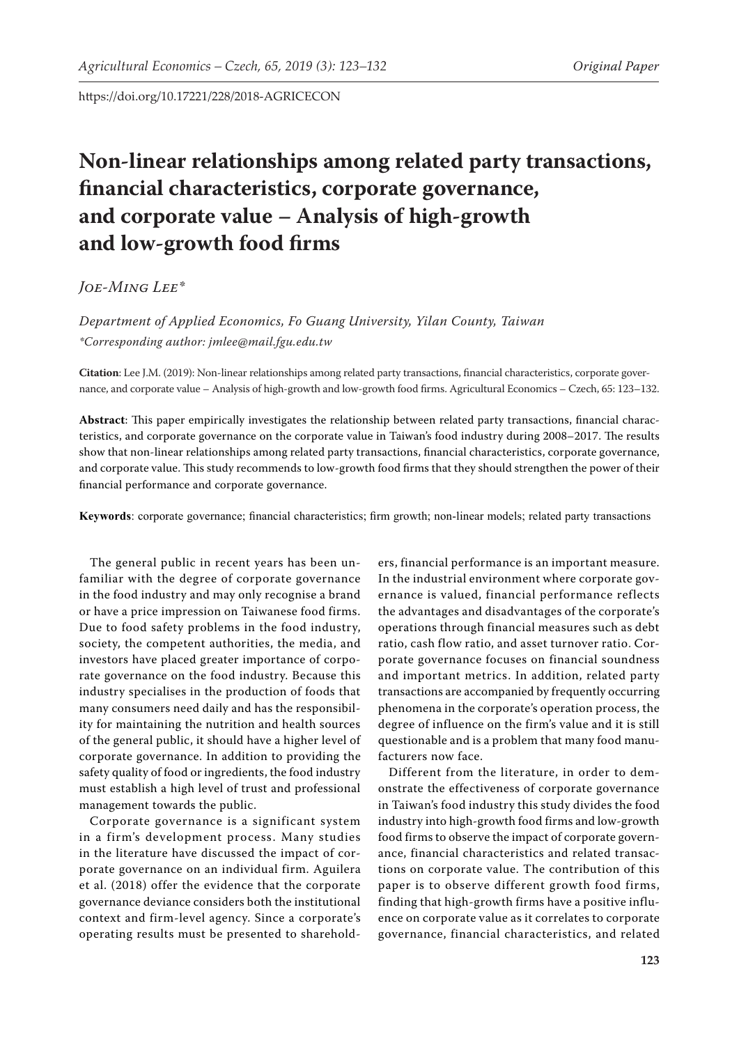https://doi.org/10.17221/228/2018-AGRICECON

# Non-linear relationships among related party transactions, financial characteristics, corporate governance, and corporate value – Analysis of high-growth and low-growth food firms

*Joe-Ming Lee**

*Department of Applied Economics, Fo Guang University, Yilan County, Taiwan*
*\*Corresponding author: jmlee@mail.fgu.edu.tw*

**Citation**: Lee J.M. (2019): Non-linear relationships among related party transactions, financial characteristics, corporate governance, and corporate value – Analysis of high-growth and low-growth food firms. Agricultural Economics – Czech, 65: 123–132.

**Abstract**: This paper empirically investigates the relationship between related party transactions, financial characteristics, and corporate governance on the corporate value in Taiwan's food industry during 2008–2017. The results show that non-linear relationships among related party transactions, financial characteristics, corporate governance, and corporate value. This study recommends to low-growth food firms that they should strengthen the power of their financial performance and corporate governance.

**Keywords**: corporate governance; financial characteristics; firm growth; non-linear models; related party transactions

The general public in recent years has been unfamiliar with the degree of corporate governance in the food industry and may only recognise a brand or have a price impression on Taiwanese food firms. Due to food safety problems in the food industry, society, the competent authorities, the media, and investors have placed greater importance of corporate governance on the food industry. Because this industry specialises in the production of foods that many consumers need daily and has the responsibility for maintaining the nutrition and health sources of the general public, it should have a higher level of corporate governance. In addition to providing the safety quality of food or ingredients, the food industry must establish a high level of trust and professional management towards the public.

Corporate governance is a significant system in a firm's development process. Many studies in the literature have discussed the impact of corporate governance on an individual firm. Aguilera et al. (2018) offer the evidence that the corporate governance deviance considers both the institutional context and firm-level agency. Since a corporate's operating results must be presented to shareholders, financial performance is an important measure. In the industrial environment where corporate governance is valued, financial performance reflects the advantages and disadvantages of the corporate's operations through financial measures such as debt ratio, cash flow ratio, and asset turnover ratio. Corporate governance focuses on financial soundness and important metrics. In addition, related party transactions are accompanied by frequently occurring phenomena in the corporate's operation process, the degree of influence on the firm's value and it is still questionable and is a problem that many food manufacturers now face.

Different from the literature, in order to demonstrate the effectiveness of corporate governance in Taiwan's food industry this study divides the food industry into high-growth food firms and low-growth food firms to observe the impact of corporate governance, financial characteristics and related transactions on corporate value. The contribution of this paper is to observe different growth food firms, finding that high-growth firms have a positive influence on corporate value as it correlates to corporate governance, financial characteristics, and related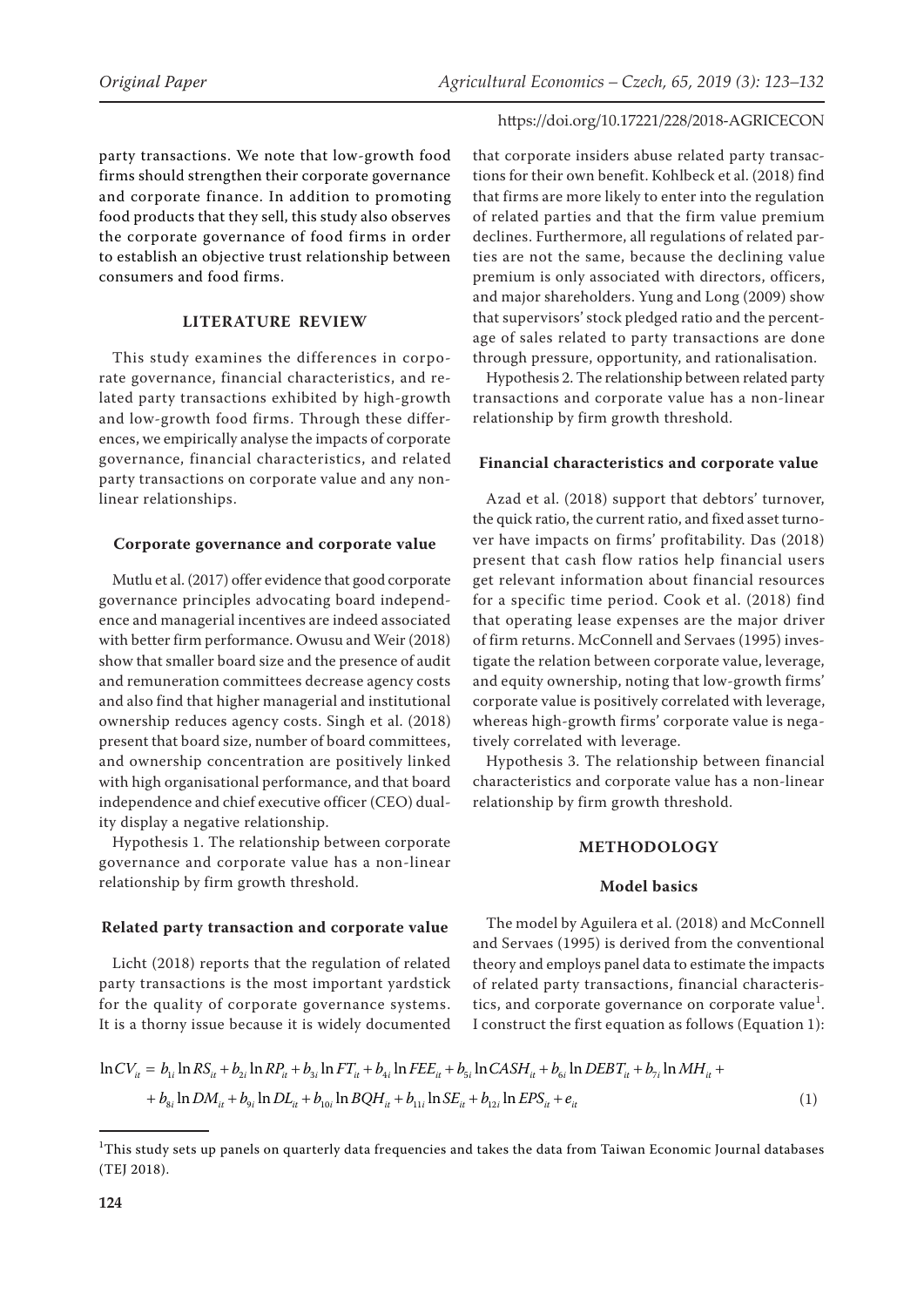party transactions. We note that low-growth food firms should strengthen their corporate governance and corporate finance. In addition to promoting food products that they sell, this study also observes the corporate governance of food firms in order to establish an objective trust relationship between consumers and food firms.

## LITERATURE REVIEW

This study examines the differences in corporate governance, financial characteristics, and related party transactions exhibited by high-growth and low-growth food firms. Through these differences, we empirically analyse the impacts of corporate governance, financial characteristics, and related party transactions on corporate value and any non-linear relationships.

### Corporate governance and corporate value

Mutlu et al. (2017) offer evidence that good corporate governance principles advocating board independence and managerial incentives are indeed associated with better firm performance. Owusu and Weir (2018) show that smaller board size and the presence of audit and remuneration committees decrease agency costs and also find that higher managerial and institutional ownership reduces agency costs. Singh et al. (2018) present that board size, number of board committees, and ownership concentration are positively linked with high organisational performance, and that board independence and chief executive officer (CEO) duality display a negative relationship.

Hypothesis 1. The relationship between corporate governance and corporate value has a non-linear relationship by firm growth threshold.

### Related party transaction and corporate value

Licht (2018) reports that the regulation of related party transactions is the most important yardstick for the quality of corporate governance systems. It is a thorny issue because it is widely documented that corporate insiders abuse related party transactions for their own benefit. Kohlbeck et al. (2018) find that firms are more likely to enter into the regulation of related parties and that the firm value premium declines. Furthermore, all regulations of related parties are not the same, because the declining value premium is only associated with directors, officers, and major shareholders. Yung and Long (2009) show that supervisors' stock pledged ratio and the percentage of sales related to party transactions are done through pressure, opportunity, and rationalisation.

Hypothesis 2. The relationship between related party transactions and corporate value has a non-linear relationship by firm growth threshold.

### Financial characteristics and corporate value

Azad et al. (2018) support that debtors' turnover, the quick ratio, the current ratio, and fixed asset turnover have impacts on firms' profitability. Das (2018) present that cash flow ratios help financial users get relevant information about financial resources for a specific time period. Cook et al. (2018) find that operating lease expenses are the major driver of firm returns. McConnell and Servaes (1995) investigate the relation between corporate value, leverage, and equity ownership, noting that low-growth firms' corporate value is positively correlated with leverage, whereas high-growth firms' corporate value is negatively correlated with leverage.

Hypothesis 3. The relationship between financial characteristics and corporate value has a non-linear relationship by firm growth threshold.

## METHODOLOGY

### Model basics

The model by Aguilera et al. (2018) and McConnell and Servaes (1995) is derived from the conventional theory and employs panel data to estimate the impacts of related party transactions, financial characteristics, and corporate governance on corporate value[1]. I construct the first equation as follows (Equation 1):

$$\ln CV_{it} = b_{1i} \ln RS_{it} + b_{2i} \ln RP_{it} + b_{3i} \ln FT_{it} + b_{4i} \ln FEE_{it} + b_{5i} \ln CASH_{it} + b_{6i} \ln DEBT_{it} + b_{7i} \ln MH_{it} + b_{8i} \ln DM_{it} + b_{9i} \ln DL_{it} + b_{10i} \ln BQH_{it} + b_{11i} \ln SE_{it} + b_{12i} \ln EPS_{it} + e_{it} \quad (1)$$

[1]This study sets up panels on quarterly data frequencies and takes the data from Taiwan Economic Journal databases (TEJ 2018).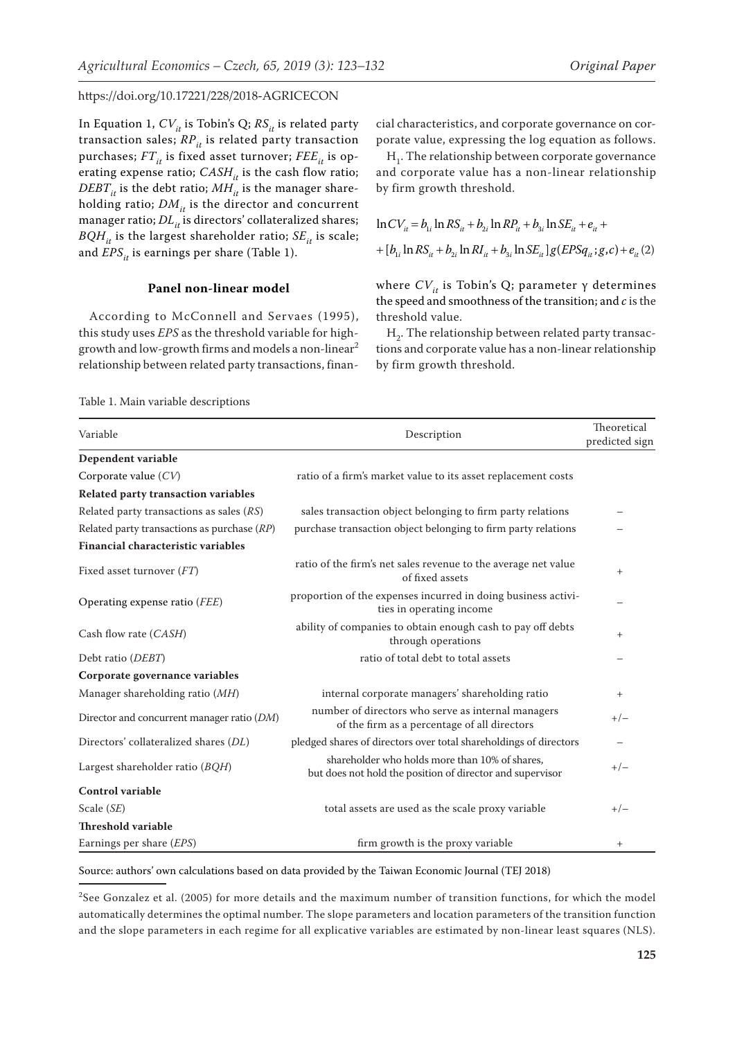In Equation 1, $CV_{it}$ is Tobin's Q; $RS_{it}$ is related party transaction sales; $RP_{it}$ is related party transaction purchases; $FT_{it}$ is fixed asset turnover; $FEE_{it}$ is operating expense ratio; $CASH_{it}$ is the cash flow ratio; $DEBT_{it}$ is the debt ratio; $MH_{it}$ is the manager shareholding ratio; $DM_{it}$ is the director and concurrent manager ratio; $DL_{it}$ is directors' collateralized shares; $BQH_{it}$ is the largest shareholder ratio; $SE_{it}$ is scale; and $EPS_{it}$ is earnings per share (Table 1).

### Panel non-linear model

According to McConnell and Servaes (1995), this study uses *EPS* as the threshold variable for high-growth and low-growth firms and models a non-linear[2] relationship between related party transactions, financial characteristics, and corporate governance on corporate value, expressing the log equation as follows.

$H_1$. The relationship between corporate governance and corporate value has a non-linear relationship by firm growth threshold.

$$\ln CV_{it} = b_{1i} \ln RS_{it} + b_{2i} \ln RP_{it} + b_{3i} \ln SE_{it} + e_{it} + [b_{1i} \ln RS_{it} + b_{2i} \ln RI_{it} + b_{3i} \ln SE_{it}] g(EPSq_{it}; g, c) + e_{it} \quad (2)$$

where $CV_{it}$ is Tobin's Q; parameter γ determines the speed and smoothness of the transition; and *c* is the threshold value.

$H_2$. The relationship between related party transactions and corporate value has a non-linear relationship by firm growth threshold.

Table 1. Main variable descriptions

| Variable | Description | Theoretical predicted sign |
|---|---|---|
| **Dependent variable** | | |
| Corporate value (*CV*) | ratio of a firm's market value to its asset replacement costs | |
| **Related party transaction variables** | | |
| Related party transactions as sales (*RS*) | sales transaction object belonging to firm party relations | – |
| Related party transactions as purchase (*RP*) | purchase transaction object belonging to firm party relations | – |
| **Financial characteristic variables** | | |
| Fixed asset turnover (*FT*) | ratio of the firm's net sales revenue to the average net value of fixed assets | + |
| Operating expense ratio (*FEE*) | proportion of the expenses incurred in doing business activities in operating income | – |
| Cash flow rate (*CASH*) | ability of companies to obtain enough cash to pay off debts through operations | + |
| Debt ratio (*DEBT*) | ratio of total debt to total assets | – |
| **Corporate governance variables** | | |
| Manager shareholding ratio (*MH*) | internal corporate managers' shareholding ratio | + |
| Director and concurrent manager ratio (*DM*) | number of directors who serve as internal managers of the firm as a percentage of all directors | +/– |
| Directors' collateralized shares (*DL*) | pledged shares of directors over total shareholdings of directors | – |
| Largest shareholder ratio (*BQH*) | shareholder who holds more than 10% of shares, but does not hold the position of director and supervisor | +/– |
| **Control variable** | | |
| Scale (*SE*) | total assets are used as the scale proxy variable | +/– |
| **Threshold variable** | | |
| Earnings per share (*EPS*) | firm growth is the proxy variable | + |

Source: authors' own calculations based on data provided by the Taiwan Economic Journal (TEJ 2018)

[2]See Gonzalez et al. (2005) for more details and the maximum number of transition functions, for which the model automatically determines the optimal number. The slope parameters and location parameters of the transition function and the slope parameters in each regime for all explicative variables are estimated by non-linear least squares (NLS).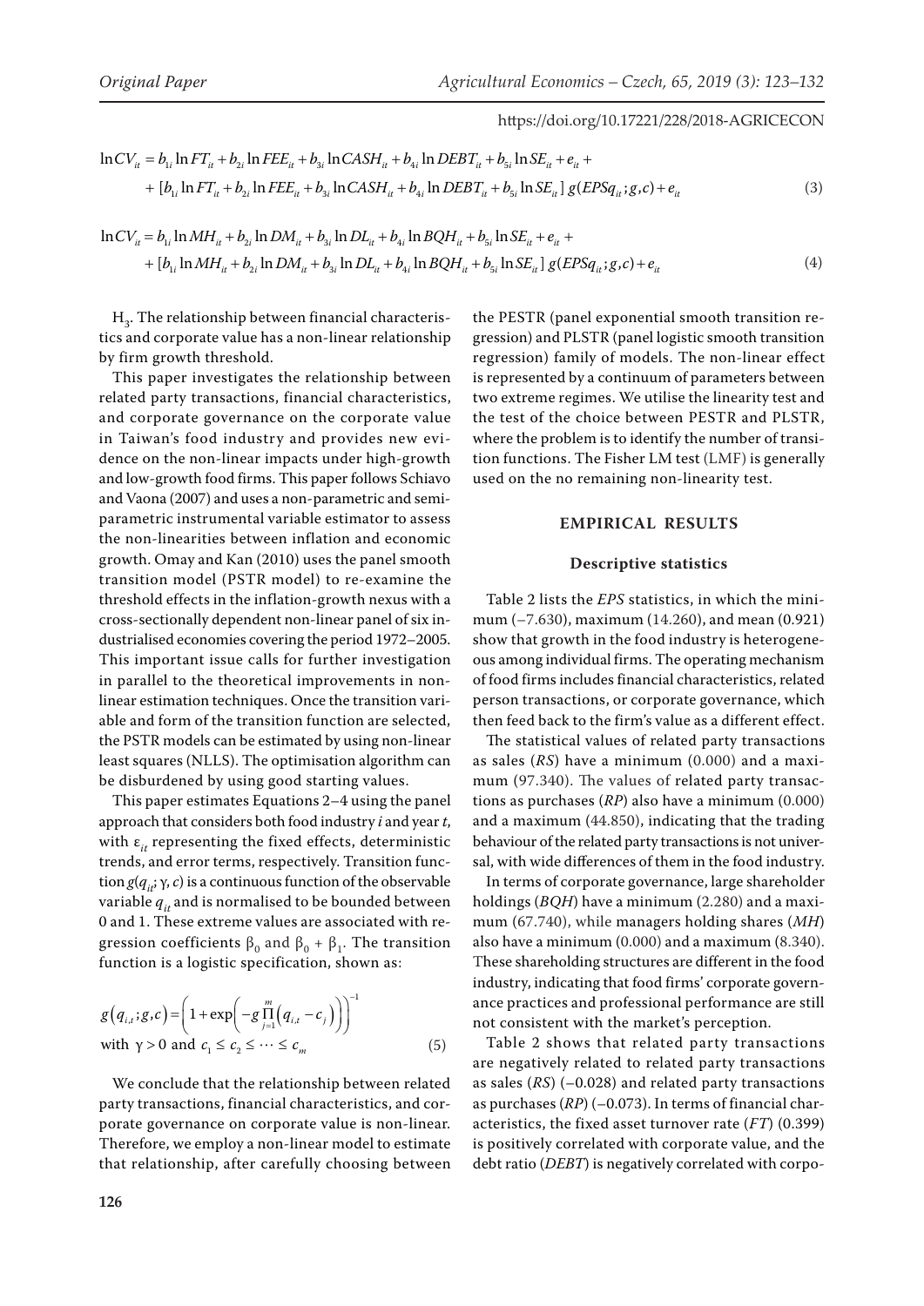$$\ln CV_{it} = b_{1i}\ln FT_{it} + b_{2i}\ln FEE_{it} + b_{3i}\ln CASH_{it} + b_{4i}\ln DEBT_{it} + b_{5i}\ln SE_{it} + e_{it} +$$
$$+ [b_{1i}\ln FT_{it} + b_{2i}\ln FEE_{it} + b_{3i}\ln CASH_{it} + b_{4i}\ln DEBT_{it} + b_{5i}\ln SE_{it}]\, g(EPSq_{it}; g, c) + e_{it} \tag{3}$$

$$\ln CV_{it} = b_{1i}\ln MH_{it} + b_{2i}\ln DM_{it} + b_{3i}\ln DL_{it} + b_{4i}\ln BQH_{it} + b_{5i}\ln SE_{it} + e_{it} +$$
$$+ [b_{1i}\ln MH_{it} + b_{2i}\ln DM_{it} + b_{3i}\ln DL_{it} + b_{4i}\ln BQH_{it} + b_{5i}\ln SE_{it}]\, g(EPSq_{it}; g, c) + e_{it} \tag{4}$$

$H_3$. The relationship between financial characteristics and corporate value has a non-linear relationship by firm growth threshold.

This paper investigates the relationship between related party transactions, financial characteristics, and corporate governance on the corporate value in Taiwan's food industry and provides new evidence on the non-linear impacts under high-growth and low-growth food firms. This paper follows Schiavo and Vaona (2007) and uses a non-parametric and semi-parametric instrumental variable estimator to assess the non-linearities between inflation and economic growth. Omay and Kan (2010) uses the panel smooth transition model (PSTR model) to re-examine the threshold effects in the inflation-growth nexus with a cross-sectionally dependent non-linear panel of six industrialised economies covering the period 1972–2005. This important issue calls for further investigation in parallel to the theoretical improvements in non-linear estimation techniques. Once the transition variable and form of the transition function are selected, the PSTR models can be estimated by using non-linear least squares (NLLS). The optimisation algorithm can be disburdened by using good starting values.

This paper estimates Equations 2–4 using the panel approach that considers both food industry *i* and year *t*, with $\varepsilon_{it}$ representing the fixed effects, deterministic trends, and error terms, respectively. Transition function $g(q_{it}; \gamma, c)$ is a continuous function of the observable variable $q_{it}$ and is normalised to be bounded between 0 and 1. These extreme values are associated with regression coefficients $\beta_0$ and $\beta_0 + \beta_1$. The transition function is a logistic specification, shown as:

$$g\left(q_{i,t}; g, c\right) = \left(1 + \exp\left(-g \prod_{j=1}^{m}\left(q_{i,t} - c_j\right)\right)\right)^{-1}$$
$$\text{with } \gamma > 0 \text{ and } c_1 \le c_2 \le \cdots \le c_m \tag{5}$$

We conclude that the relationship between related party transactions, financial characteristics, and corporate governance on corporate value is non-linear. Therefore, we employ a non-linear model to estimate that relationship, after carefully choosing between the PESTR (panel exponential smooth transition regression) and PLSTR (panel logistic smooth transition regression) family of models. The non-linear effect is represented by a continuum of parameters between two extreme regimes. We utilise the linearity test and the test of the choice between PESTR and PLSTR, where the problem is to identify the number of transition functions. The Fisher LM test (LMF) is generally used on the no remaining non-linearity test.

## EMPIRICAL RESULTS

### Descriptive statistics

Table 2 lists the *EPS* statistics, in which the minimum (–7.630), maximum (14.260), and mean (0.921) show that growth in the food industry is heterogeneous among individual firms. The operating mechanism of food firms includes financial characteristics, related person transactions, or corporate governance, which then feed back to the firm's value as a different effect.

The statistical values of related party transactions as sales (*RS*) have a minimum (0.000) and a maximum (97.340). The values of related party transactions as purchases (*RP*) also have a minimum (0.000) and a maximum (44.850), indicating that the trading behaviour of the related party transactions is not universal, with wide differences of them in the food industry.

In terms of corporate governance, large shareholder holdings (*BQH*) have a minimum (2.280) and a maximum (67.740), while managers holding shares (*MH*) also have a minimum (0.000) and a maximum (8.340). These shareholding structures are different in the food industry, indicating that food firms' corporate governance practices and professional performance are still not consistent with the market's perception.

Table 2 shows that related party transactions are negatively related to related party transactions as sales (*RS*) (–0.028) and related party transactions as purchases (*RP*) (–0.073). In terms of financial characteristics, the fixed asset turnover rate (*FT*) (0.399) is positively correlated with corporate value, and the debt ratio (*DEBT*) is negatively correlated with corpo-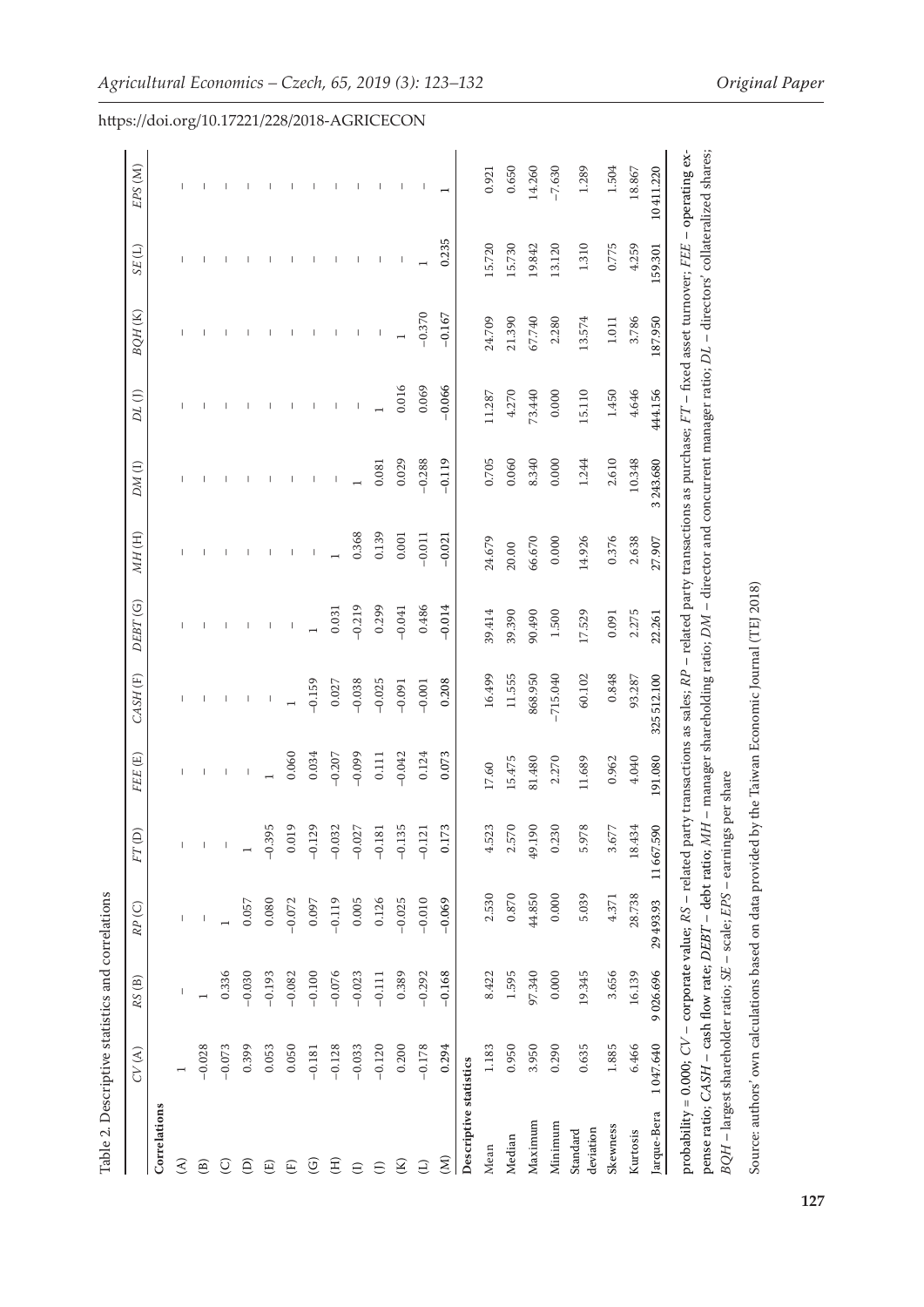https://doi.org/10.17221/228/2018-AGRICECON

Table 2. Descriptive statistics and correlations

| | *CV* (A) | *RS* (B) | *RP* (C) | *FT* (D) | *FEE* (E) | *CASH* (F) | *DEBT* (G) | *MH* (H) | *DM* (I) | *DL* (J) | *BQH* (K) | *SE* (L) | *EPS* (M) |
|---|---|---|---|---|---|---|---|---|---|---|---|---|---|
| **Correlations** | | | | | | | | | | | | | |
| (A) | 1 | | | | | | | | | | | | |
| (B) | −0.028 | 1 | | | | | | | | | | | |
| (C) | −0.073 | 0.336 | 1 | | | | | | | | | | |
| (D) | 0.399 | −0.030 | 0.057 | 1 | | | | | | | | | |
| (E) | 0.053 | −0.193 | 0.080 | −0.395 | 1 | | | | | | | | |
| (F) | 0.050 | −0.082 | −0.072 | 0.019 | 0.060 | 1 | | | | | | | |
| (G) | −0.181 | −0.100 | 0.097 | −0.129 | 0.034 | −0.159 | 1 | | | | | | |
| (H) | −0.128 | −0.076 | −0.119 | −0.032 | −0.207 | 0.027 | 0.031 | 1 | | | | | |
| (I) | −0.033 | −0.023 | 0.005 | −0.027 | −0.099 | −0.038 | −0.219 | 0.368 | 1 | | | | |
| (J) | −0.120 | −0.111 | 0.126 | −0.181 | 0.111 | −0.025 | 0.299 | 0.139 | 0.081 | 1 | | | |
| (K) | 0.200 | 0.389 | −0.025 | −0.135 | −0.042 | −0.091 | −0.041 | 0.001 | 0.029 | 0.016 | 1 | | |
| (L) | −0.178 | −0.292 | −0.010 | −0.121 | 0.124 | −0.001 | 0.486 | −0.011 | −0.288 | 0.069 | −0.370 | 1 | |
| (M) | 0.294 | −0.168 | −0.069 | 0.173 | 0.073 | 0.208 | −0.014 | −0.021 | −0.119 | −0.066 | −0.167 | 0.235 | 1 |
| **Descriptive statistics** | | | | | | | | | | | | | |
| Mean | 1.183 | 8.422 | 2.530 | 4.523 | 17.60 | 16.499 | 39.414 | 24.679 | 0.705 | 11.287 | 24.709 | 15.720 | 0.921 |
| Median | 0.950 | 1.595 | 0.870 | 2.570 | 15.475 | 11.555 | 39.390 | 20.00 | 0.060 | 4.270 | 21.390 | 15.730 | 0.650 |
| Maximum | 3.950 | 97.340 | 44.850 | 49.190 | 81.480 | 868.950 | 90.490 | 66.670 | 8.340 | 73.440 | 67.740 | 19.842 | 14.260 |
| Minimum | 0.290 | 0.000 | 0.000 | 0.230 | 2.270 | −715.040 | 1.500 | 0.000 | 0.000 | 0.000 | 2.280 | 13.120 | −7.630 |
| Standard deviation | 0.635 | 19.345 | 5.039 | 5.978 | 11.689 | 60.102 | 17.529 | 14.926 | 1.244 | 15.110 | 13.574 | 1.310 | 1.289 |
| Skewness | 1.885 | 3.656 | 4.371 | 3.677 | 0.962 | 0.848 | 0.091 | 0.376 | 2.610 | 1.450 | 1.011 | 0.775 | 1.504 |
| Kurtosis | 6.466 | 16.139 | 28.738 | 18.434 | 4.040 | 93.287 | 2.275 | 2.638 | 10.348 | 4.646 | 3.786 | 4.259 | 18.867 |
| Jarque-Bera | 1 047.640 | 9 026.696 | 29 493.93 | 11 667.590 | 191.080 | 325 512.100 | 22.261 | 27.907 | 3 243.680 | 444.156 | 187.950 | 159.301 | 10 411.220 |

probability = 0.000; *CV* – corporate value; *RS* – related party transactions as sales; *RP* – related party transactions as purchase; *FT* – fixed asset turnover; *FEE* – operating expense ratio; *CASH* – cash flow rate; *DEBT* – debt ratio; *MH* – manager shareholding ratio; *DM* – director and concurrent manager ratio; *DL* – directors' collateralized shares; *BQH* – largest shareholder ratio; *SE* – scale; *EPS* – earnings per share

Source: authors' own calculations based on data provided by the Taiwan Economic Journal (TEJ) 2018)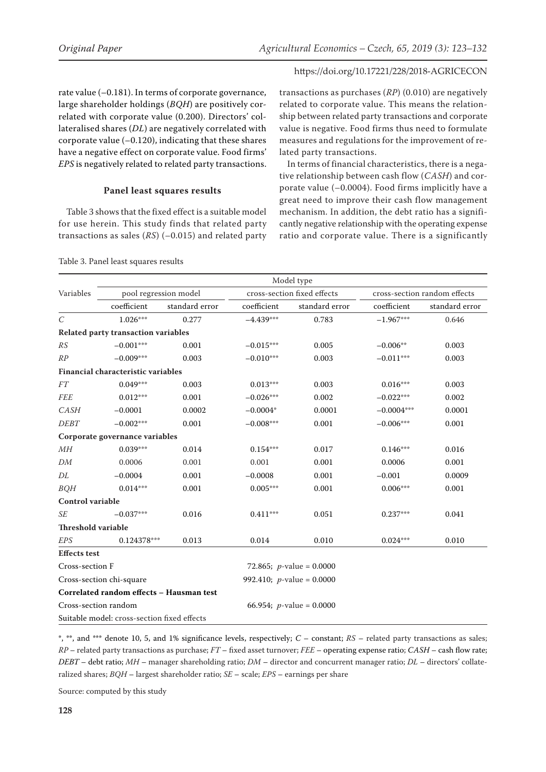rate value (–0.181). In terms of corporate governance, large shareholder holdings (*BQH*) are positively correlated with corporate value (0.200). Directors' collateralised shares (*DL*) are negatively correlated with corporate value (–0.120), indicating that these shares have a negative effect on corporate value. Food firms' *EPS* is negatively related to related party transactions.

### Panel least squares results

Table 3 shows that the fixed effect is a suitable model for use herein. This study finds that related party transactions as sales (*RS*) (–0.015) and related party transactions as purchases (*RP*) (0.010) are negatively related to corporate value. This means the relationship between related party transactions and corporate value is negative. Food firms thus need to formulate measures and regulations for the improvement of related party transactions.

In terms of financial characteristics, there is a negative relationship between cash flow (*CASH*) and corporate value (–0.0004). Food firms implicitly have a great need to improve their cash flow management mechanism. In addition, the debt ratio has a significantly negative relationship with the operating expense ratio and corporate value. There is a significantly

Table 3. Panel least squares results

| Variables | Model type | | | | | |
|---|---|---|---|---|---|---|
| | pool regression model | | cross-section fixed effects | | cross-section random effects | |
| | coefficient | standard error | coefficient | standard error | coefficient | standard error |
| *C* | 1.026*** | 0.277 | –4.439*** | 0.783 | –1.967*** | 0.646 |
| **Related party transaction variables** | | | | | | |
| *RS* | –0.001*** | 0.001 | –0.015*** | 0.005 | –0.006** | 0.003 |
| *RP* | –0.009*** | 0.003 | –0.010*** | 0.003 | –0.011*** | 0.003 |
| **Financial characteristic variables** | | | | | | |
| *FT* | 0.049*** | 0.003 | 0.013*** | 0.003 | 0.016*** | 0.003 |
| *FEE* | 0.012*** | 0.001 | –0.026*** | 0.002 | –0.022*** | 0.002 |
| *CASH* | –0.0001 | 0.0002 | –0.0004* | 0.0001 | –0.0004*** | 0.0001 |
| *DEBT* | –0.002*** | 0.001 | –0.008*** | 0.001 | –0.006*** | 0.001 |
| **Corporate governance variables** | | | | | | |
| *MH* | 0.039*** | 0.014 | 0.154*** | 0.017 | 0.146*** | 0.016 |
| *DM* | 0.0006 | 0.001 | 0.001 | 0.001 | 0.0006 | 0.001 |
| *DL* | –0.0004 | 0.001 | –0.0008 | 0.001 | –0.001 | 0.0009 |
| *BQH* | 0.014*** | 0.001 | 0.005*** | 0.001 | 0.006*** | 0.001 |
| **Control variable** | | | | | | |
| *SE* | –0.037*** | 0.016 | 0.411*** | 0.051 | 0.237*** | 0.041 |
| **Threshold variable** | | | | | | |
| *EPS* | 0.124378*** | 0.013 | 0.014 | 0.010 | 0.024*** | 0.010 |
| **Effects test** | | | | | | |
| Cross-section F | | | 72.865; *p*-value = 0.0000 | | | |
| Cross-section chi-square | | | 992.410; *p*-value = 0.0000 | | | |
| **Correlated random effects – Hausman test** | | | | | | |
| Cross-section random | | | 66.954; *p*-value = 0.0000 | | | |
| Suitable model: cross-section fixed effects | | | | | | |

*, **, and *** denote 10, 5, and 1% significance levels, respectively; *C* – constant; *RS* – related party transactions as sales; *RP* – related party transactions as purchase; *FT* – fixed asset turnover; *FEE* – operating expense ratio; *CASH* – cash flow rate; *DEBT* – debt ratio; *MH* – manager shareholding ratio; *DM* – director and concurrent manager ratio; *DL* – directors' collateralized shares; *BQH* – largest shareholder ratio; *SE* – scale; *EPS* – earnings per share

Source: computed by this study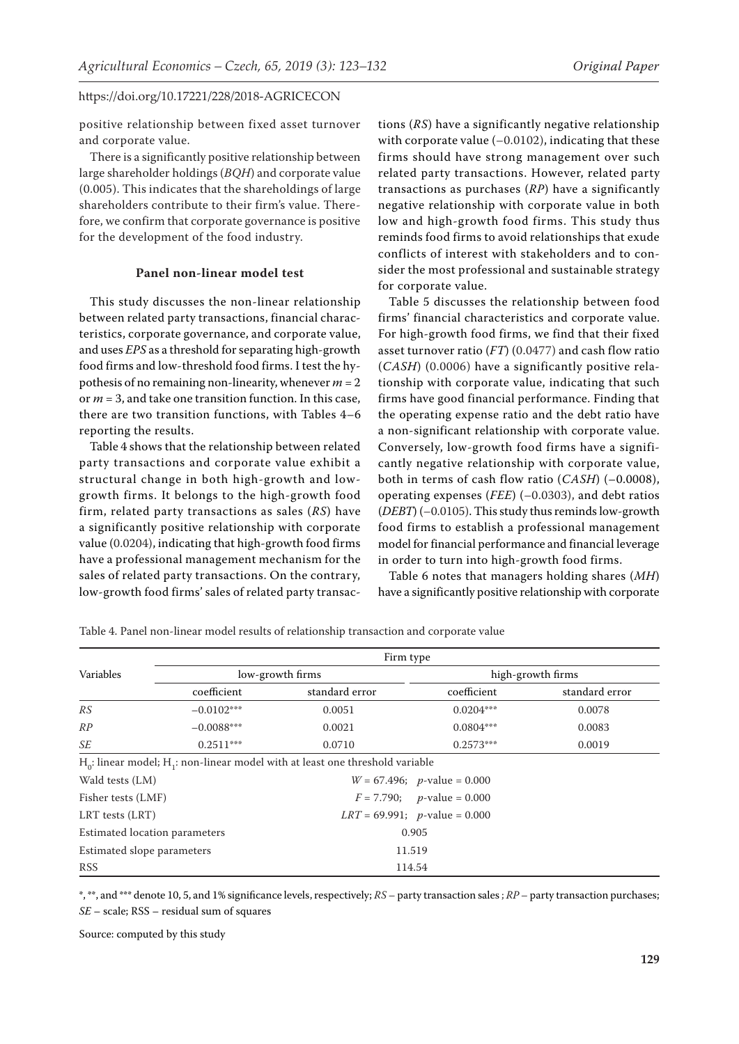positive relationship between fixed asset turnover and corporate value.

There is a significantly positive relationship between large shareholder holdings (*BQH*) and corporate value (0.005). This indicates that the shareholdings of large shareholders contribute to their firm's value. Therefore, we confirm that corporate governance is positive for the development of the food industry.

### Panel non-linear model test

This study discusses the non-linear relationship between related party transactions, financial characteristics, corporate governance, and corporate value, and uses *EPS* as a threshold for separating high-growth food firms and low-threshold food firms. I test the hypothesis of no remaining non-linearity, whenever $m = 2$ or $m = 3$, and take one transition function. In this case, there are two transition functions, with Tables 4–6 reporting the results.

Table 4 shows that the relationship between related party transactions and corporate value exhibit a structural change in both high-growth and low-growth firms. It belongs to the high-growth food firm, related party transactions as sales (*RS*) have a significantly positive relationship with corporate value (0.0204), indicating that high-growth food firms have a professional management mechanism for the sales of related party transactions. On the contrary, low-growth food firms' sales of related party transactions (*RS*) have a significantly negative relationship with corporate value (–0.0102), indicating that these firms should have strong management over such related party transactions. However, related party transactions as purchases (*RP*) have a significantly negative relationship with corporate value in both low and high-growth food firms. This study thus reminds food firms to avoid relationships that exude conflicts of interest with stakeholders and to consider the most professional and sustainable strategy for corporate value.

Table 5 discusses the relationship between food firms' financial characteristics and corporate value. For high-growth food firms, we find that their fixed asset turnover ratio (*FT*) (0.0477) and cash flow ratio (*CASH*) (0.0006) have a significantly positive relationship with corporate value, indicating that such firms have good financial performance. Finding that the operating expense ratio and the debt ratio have a non-significant relationship with corporate value. Conversely, low-growth food firms have a significantly negative relationship with corporate value, both in terms of cash flow ratio (*CASH*) (–0.0008), operating expenses (*FEE*) (–0.0303), and debt ratios (*DEBT*) (–0.0105). This study thus reminds low-growth food firms to establish a professional management model for financial performance and financial leverage in order to turn into high-growth food firms.

Table 6 notes that managers holding shares (*MH*) have a significantly positive relationship with corporate

Table 4. Panel non-linear model results of relationship transaction and corporate value

| Variables | Firm type | | | |
|---|---|---|---|---|
| | low-growth firms | | high-growth firms | |
| | coefficient | standard error | coefficient | standard error |
| *RS* | –0.0102*** | 0.0051 | 0.0204*** | 0.0078 |
| *RP* | –0.0088*** | 0.0021 | 0.0804*** | 0.0083 |
| *SE* | 0.2511*** | 0.0710 | 0.2573*** | 0.0019 |
| $H_0$: linear model; $H_1$: non-linear model with at least one threshold variable | | | | |
| Wald tests (LM) | $W = 67.496$; $p$-value = 0.000 | | | |
| Fisher tests (LMF) | $F = 7.790$; $p$-value = 0.000 | | | |
| LRT tests (LRT) | $LRT = 69.991$; $p$-value = 0.000 | | | |
| Estimated location parameters | 0.905 | | | |
| Estimated slope parameters | 11.519 | | | |
| RSS | 114.54 | | | |

*, **, and *** denote 10, 5, and 1% significance levels, respectively; *RS* – party transaction sales ; *RP* – party transaction purchases; *SE* – scale; RSS – residual sum of squares

Source: computed by this study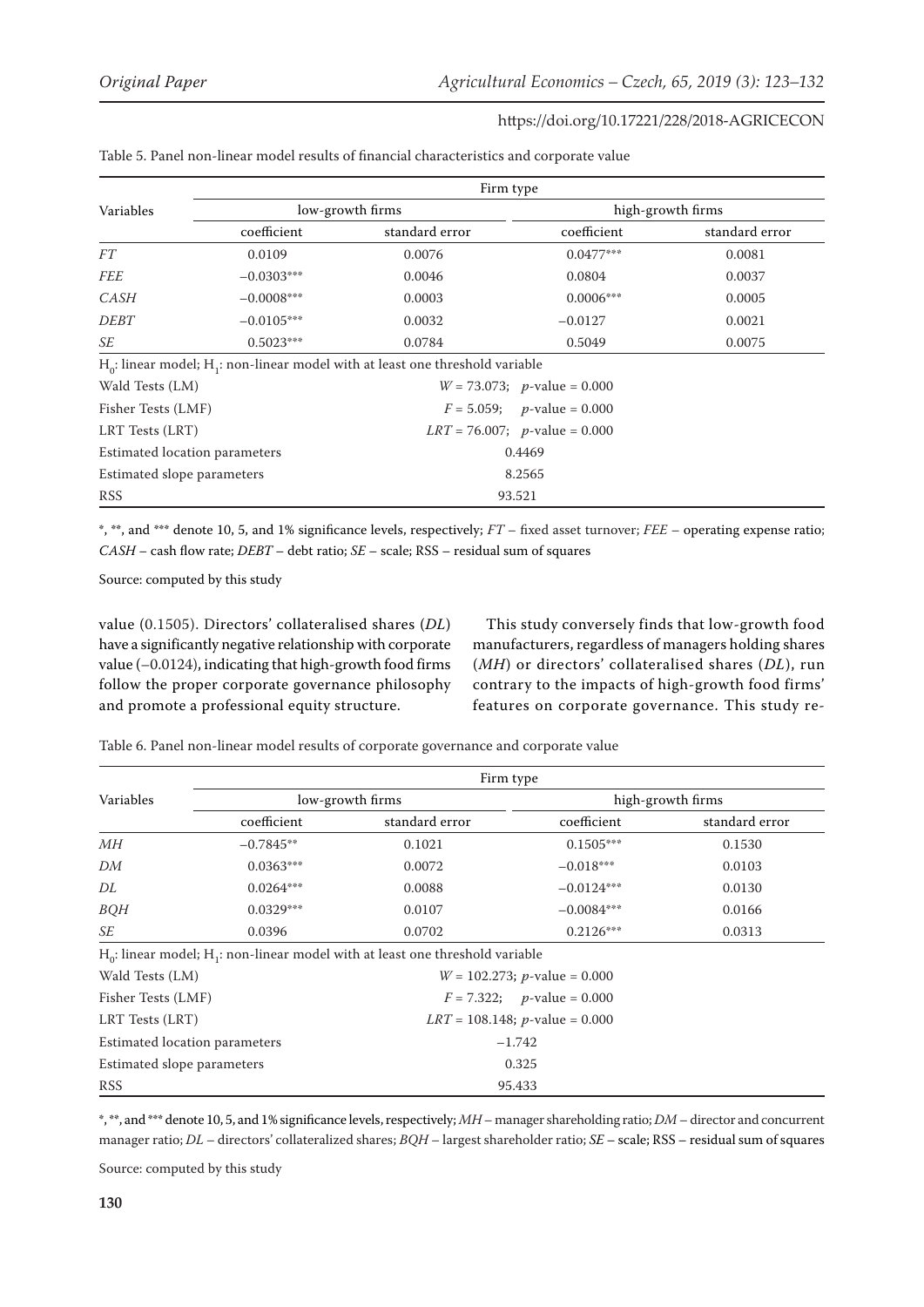Table 5. Panel non-linear model results of financial characteristics and corporate value

| Variables | Firm type | | | |
|---|---|---|---|---|
| | low-growth firms | | high-growth firms | |
| | coefficient | standard error | coefficient | standard error |
| *FT* | 0.0109 | 0.0076 | 0.0477*** | 0.0081 |
| *FEE* | −0.0303*** | 0.0046 | 0.0804 | 0.0037 |
| *CASH* | −0.0008*** | 0.0003 | 0.0006*** | 0.0005 |
| *DEBT* | −0.0105*** | 0.0032 | −0.0127 | 0.0021 |
| *SE* | 0.5023*** | 0.0784 | 0.5049 | 0.0075 |
| $H_0$: linear model; $H_1$: non-linear model with at least one threshold variable | | | | |
| Wald Tests (LM) | $W = 73.073$; $p$-value = 0.000 | | | |
| Fisher Tests (LMF) | $F = 5.059$; $p$-value = 0.000 | | | |
| LRT Tests (LRT) | $LRT = 76.007$; $p$-value = 0.000 | | | |
| Estimated location parameters | 0.4469 | | | |
| Estimated slope parameters | 8.2565 | | | |
| RSS | 93.521 | | | |

*, **, and *** denote 10, 5, and 1% significance levels, respectively; *FT* – fixed asset turnover; *FEE* – operating expense ratio; *CASH* – cash flow rate; *DEBT* – debt ratio; *SE* – scale; RSS – residual sum of squares

Source: computed by this study

value (0.1505). Directors' collateralised shares (*DL*) have a significantly negative relationship with corporate value (−0.0124), indicating that high-growth food firms follow the proper corporate governance philosophy and promote a professional equity structure.

This study conversely finds that low-growth food manufacturers, regardless of managers holding shares (*MH*) or directors' collateralised shares (*DL*), run contrary to the impacts of high-growth food firms' features on corporate governance. This study re-

Table 6. Panel non-linear model results of corporate governance and corporate value

| Variables | Firm type | | | |
|---|---|---|---|---|
| | low-growth firms | | high-growth firms | |
| | coefficient | standard error | coefficient | standard error |
| *MH* | −0.7845** | 0.1021 | 0.1505*** | 0.1530 |
| *DM* | 0.0363*** | 0.0072 | −0.018*** | 0.0103 |
| *DL* | 0.0264*** | 0.0088 | −0.0124*** | 0.0130 |
| *BQH* | 0.0329*** | 0.0107 | −0.0084*** | 0.0166 |
| *SE* | 0.0396 | 0.0702 | 0.2126*** | 0.0313 |
| $H_0$: linear model; $H_1$: non-linear model with at least one threshold variable | | | | |
| Wald Tests (LM) | $W = 102.273$; $p$-value = 0.000 | | | |
| Fisher Tests (LMF) | $F = 7.322$; $p$-value = 0.000 | | | |
| LRT Tests (LRT) | $LRT = 108.148$; $p$-value = 0.000 | | | |
| Estimated location parameters | −1.742 | | | |
| Estimated slope parameters | 0.325 | | | |
| RSS | 95.433 | | | |

*, **, and *** denote 10, 5, and 1% significance levels, respectively; *MH* – manager shareholding ratio; *DM* – director and concurrent manager ratio; *DL* – directors' collateralized shares; *BQH* – largest shareholder ratio; *SE* – scale; RSS – residual sum of squares

Source: computed by this study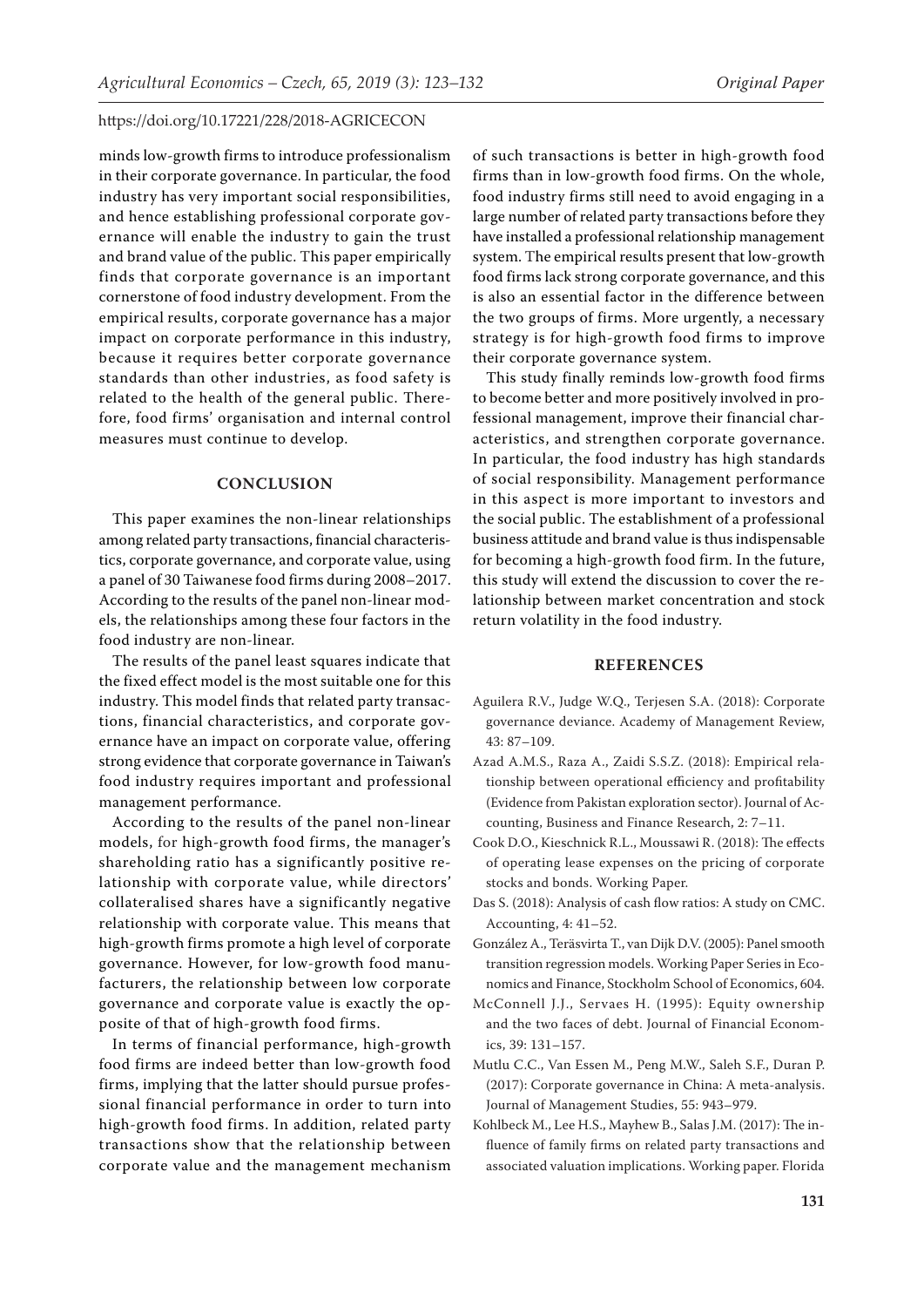minds low-growth firms to introduce professionalism in their corporate governance. In particular, the food industry has very important social responsibilities, and hence establishing professional corporate governance will enable the industry to gain the trust and brand value of the public. This paper empirically finds that corporate governance is an important cornerstone of food industry development. From the empirical results, corporate governance has a major impact on corporate performance in this industry, because it requires better corporate governance standards than other industries, as food safety is related to the health of the general public. Therefore, food firms' organisation and internal control measures must continue to develop.

## CONCLUSION

This paper examines the non-linear relationships among related party transactions, financial characteristics, corporate governance, and corporate value, using a panel of 30 Taiwanese food firms during 2008–2017. According to the results of the panel non-linear models, the relationships among these four factors in the food industry are non-linear.

The results of the panel least squares indicate that the fixed effect model is the most suitable one for this industry. This model finds that related party transactions, financial characteristics, and corporate governance have an impact on corporate value, offering strong evidence that corporate governance in Taiwan's food industry requires important and professional management performance.

According to the results of the panel non-linear models, for high-growth food firms, the manager's shareholding ratio has a significantly positive relationship with corporate value, while directors' collateralised shares have a significantly negative relationship with corporate value. This means that high-growth firms promote a high level of corporate governance. However, for low-growth food manufacturers, the relationship between low corporate governance and corporate value is exactly the opposite of that of high-growth food firms.

In terms of financial performance, high-growth food firms are indeed better than low-growth food firms, implying that the latter should pursue professional financial performance in order to turn into high-growth food firms. In addition, related party transactions show that the relationship between corporate value and the management mechanism of such transactions is better in high-growth food firms than in low-growth food firms. On the whole, food industry firms still need to avoid engaging in a large number of related party transactions before they have installed a professional relationship management system. The empirical results present that low-growth food firms lack strong corporate governance, and this is also an essential factor in the difference between the two groups of firms. More urgently, a necessary strategy is for high-growth food firms to improve their corporate governance system.

This study finally reminds low-growth food firms to become better and more positively involved in professional management, improve their financial characteristics, and strengthen corporate governance. In particular, the food industry has high standards of social responsibility. Management performance in this aspect is more important to investors and the social public. The establishment of a professional business attitude and brand value is thus indispensable for becoming a high-growth food firm. In the future, this study will extend the discussion to cover the relationship between market concentration and stock return volatility in the food industry.

## REFERENCES

Aguilera R.V., Judge W.Q., Terjesen S.A. (2018): Corporate governance deviance. Academy of Management Review, 43: 87–109.

Azad A.M.S., Raza A., Zaidi S.S.Z. (2018): Empirical relationship between operational efficiency and profitability (Evidence from Pakistan exploration sector). Journal of Accounting, Business and Finance Research, 2: 7–11.

Cook D.O., Kieschnick R.L., Moussawi R. (2018): The effects of operating lease expenses on the pricing of corporate stocks and bonds. Working Paper.

Das S. (2018): Analysis of cash flow ratios: A study on CMC. Accounting, 4: 41–52.

González A., Teräsvirta T., van Dijk D.V. (2005): Panel smooth transition regression models. Working Paper Series in Economics and Finance, Stockholm School of Economics, 604.

McConnell J.J., Servaes H. (1995): Equity ownership and the two faces of debt. Journal of Financial Economics, 39: 131–157.

Mutlu C.C., Van Essen M., Peng M.W., Saleh S.F., Duran P. (2017): Corporate governance in China: A meta-analysis. Journal of Management Studies, 55: 943–979.

Kohlbeck M., Lee H.S., Mayhew B., Salas J.M. (2017): The influence of family firms on related party transactions and associated valuation implications. Working paper. Florida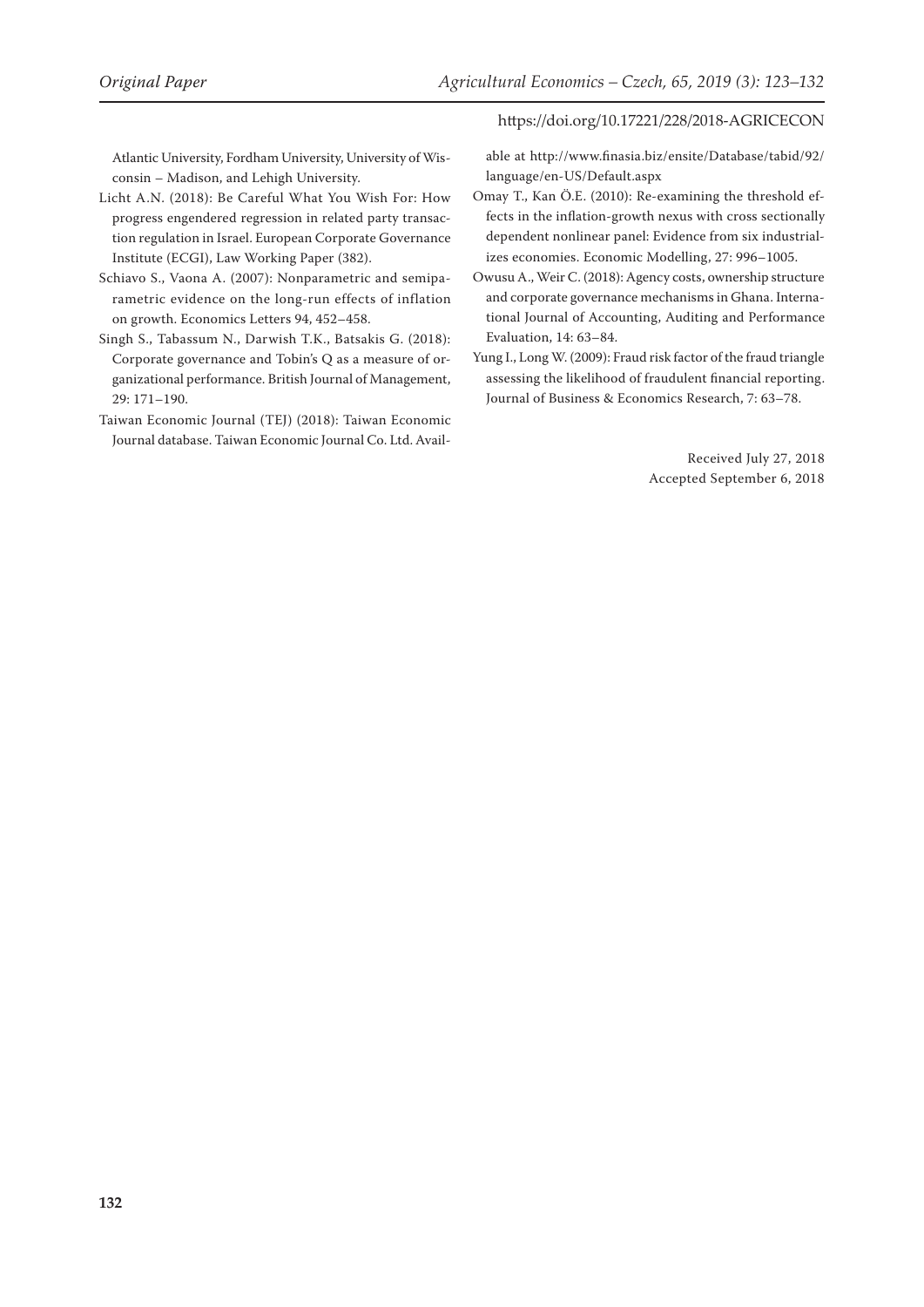Atlantic University, Fordham University, University of Wisconsin – Madison, and Lehigh University.

Licht A.N. (2018): Be Careful What You Wish For: How progress engendered regression in related party transaction regulation in Israel. European Corporate Governance Institute (ECGI), Law Working Paper (382).

Schiavo S., Vaona A. (2007): Nonparametric and semiparametric evidence on the long-run effects of inflation on growth. Economics Letters 94, 452–458.

Singh S., Tabassum N., Darwish T.K., Batsakis G. (2018): Corporate governance and Tobin's Q as a measure of organizational performance. British Journal of Management, 29: 171–190.

Taiwan Economic Journal (TEJ) (2018): Taiwan Economic Journal database. Taiwan Economic Journal Co. Ltd. Available at http://www.finasia.biz/ensite/Database/tabid/92/language/en-US/Default.aspx

Omay T., Kan Ö.E. (2010): Re-examining the threshold effects in the inflation-growth nexus with cross sectionally dependent nonlinear panel: Evidence from six industrializes economies. Economic Modelling, 27: 996–1005.

Owusu A., Weir C. (2018): Agency costs, ownership structure and corporate governance mechanisms in Ghana. International Journal of Accounting, Auditing and Performance Evaluation, 14: 63–84.

Yung I., Long W. (2009): Fraud risk factor of the fraud triangle assessing the likelihood of fraudulent financial reporting. Journal of Business & Economics Research, 7: 63–78.

Received July 27, 2018
Accepted September 6, 2018